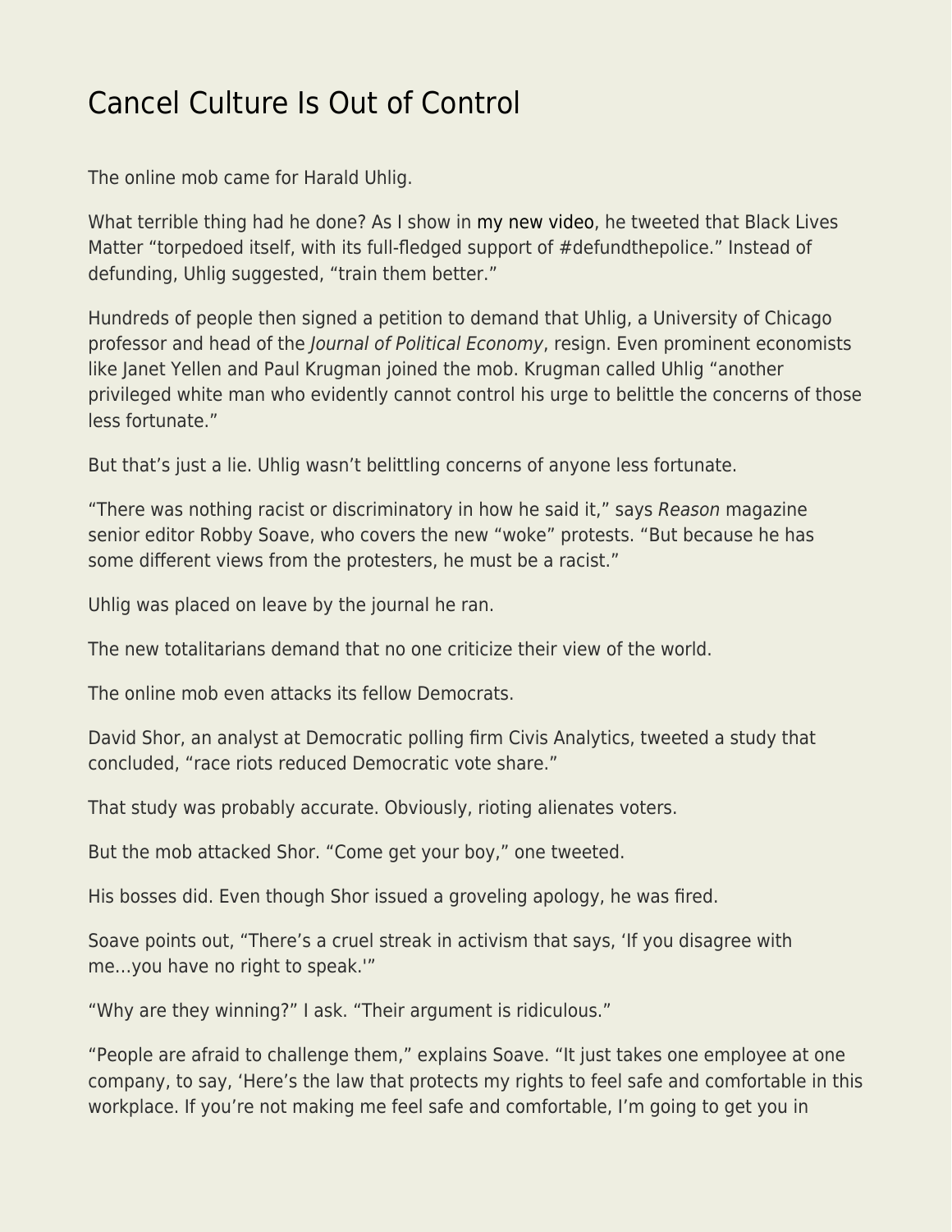# Cancel Culture Is Out of Control

The online mob came for Harald Uhlig.

What terrible thing had he done? As I show in my new video, he tweeted that Black Lives Matter "torpedoed itself, with its full-fledged support of #defundthepolice." Instead of defunding, Uhlig suggested, "train them better."

Hundreds of people then signed a petition to demand that Uhlig, a University of Chicago professor and head of the *Journal of Political Economy*, resign. Even prominent economists like Janet Yellen and Paul Krugman joined the mob. Krugman called Uhlig "another privileged white man who evidently cannot control his urge to belittle the concerns of those less fortunate."

But that's just a lie. Uhlig wasn't belittling concerns of anyone less fortunate.

"There was nothing racist or discriminatory in how he said it," says *Reason* magazine senior editor Robby Soave, who covers the new "woke" protests. "But because he has some different views from the protesters, he must be a racist."

Uhlig was placed on leave by the journal he ran.

The new totalitarians demand that no one criticize their view of the world.

The online mob even attacks its fellow Democrats.

David Shor, an analyst at Democratic polling firm Civis Analytics, tweeted a study that concluded, "race riots reduced Democratic vote share."

That study was probably accurate. Obviously, rioting alienates voters.

But the mob attacked Shor. "Come get your boy," one tweeted.

His bosses did. Even though Shor issued a groveling apology, he was fired.

Soave points out, "There's a cruel streak in activism that says, 'If you disagree with me…you have no right to speak.'"

"Why are they winning?" I ask. "Their argument is ridiculous."

"People are afraid to challenge them," explains Soave. "It just takes one employee at one company, to say, 'Here's the law that protects my rights to feel safe and comfortable in this workplace. If you're not making me feel safe and comfortable, I'm going to get you in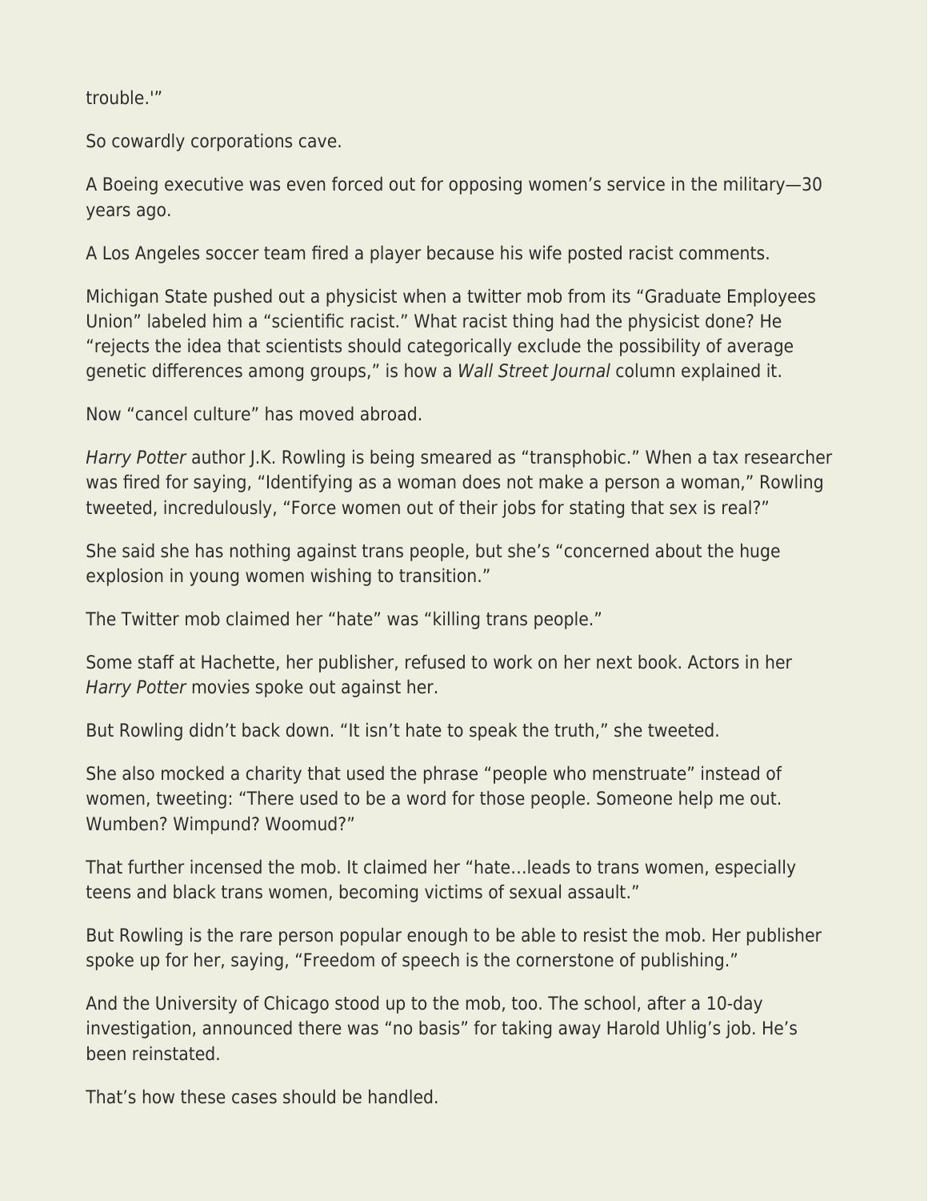trouble.'"

So cowardly corporations cave.

A Boeing executive was even forced out for opposing women's service in the military—30 years ago.

A Los Angeles soccer team fired a player because his wife posted racist comments.

Michigan State pushed out a physicist when a twitter mob from its "Graduate Employees Union" labeled him a "scientific racist." What racist thing had the physicist done? He "rejects the idea that scientists should categorically exclude the possibility of average genetic differences among groups," is how a *Wall Street Journal* column explained it.

Now "cancel culture" has moved abroad.

*Harry Potter* author J.K. Rowling is being smeared as "transphobic." When a tax researcher was fired for saying, "Identifying as a woman does not make a person a woman," Rowling tweeted, incredulously, "Force women out of their jobs for stating that sex is real?"

She said she has nothing against trans people, but she's "concerned about the huge explosion in young women wishing to transition."

The Twitter mob claimed her "hate" was "killing trans people."

Some staff at Hachette, her publisher, refused to work on her next book. Actors in her *Harry Potter* movies spoke out against her.

But Rowling didn't back down. "It isn't hate to speak the truth," she tweeted.

She also mocked a charity that used the phrase "people who menstruate" instead of women, tweeting: "There used to be a word for those people. Someone help me out. Wumben? Wimpund? Woomud?"

That further incensed the mob. It claimed her "hate…leads to trans women, especially teens and black trans women, becoming victims of sexual assault."

But Rowling is the rare person popular enough to be able to resist the mob. Her publisher spoke up for her, saying, "Freedom of speech is the cornerstone of publishing."

And the University of Chicago stood up to the mob, too. The school, after a 10-day investigation, announced there was "no basis" for taking away Harold Uhlig's job. He's been reinstated.

That's how these cases should be handled.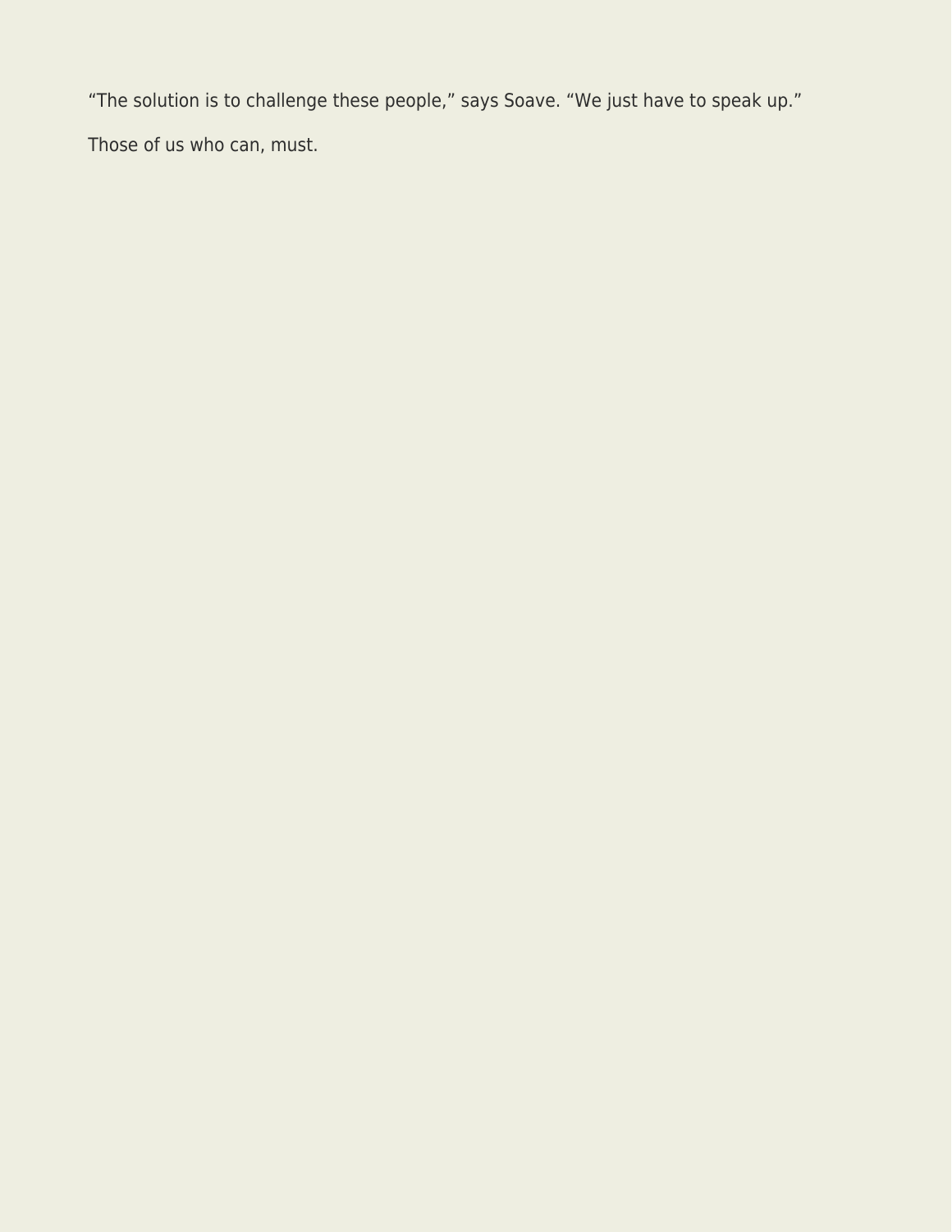“The solution is to challenge these people,” says Soave. “We just have to speak up.”

Those of us who can, must.